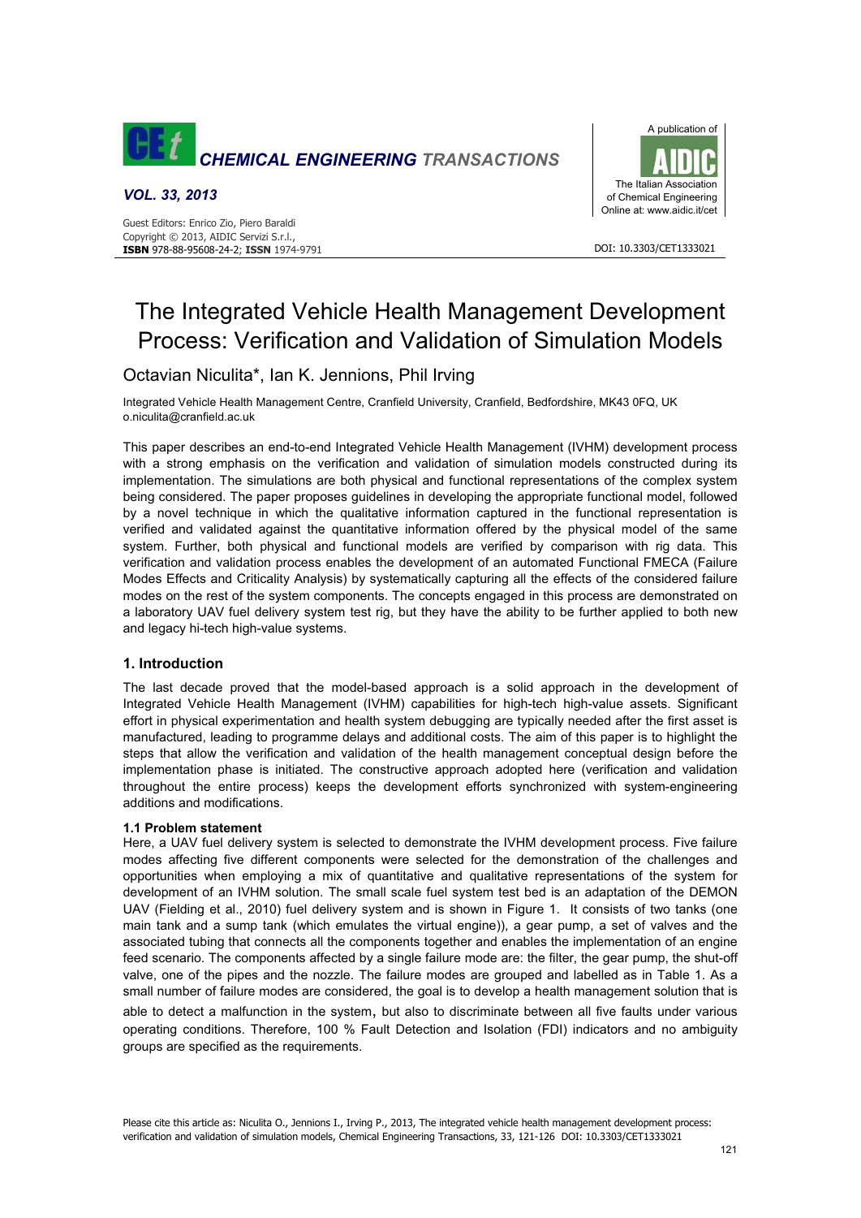# The Integrated Vehicle Health Management Development Process: Verification and Validation of Simulation Models

Octavian Niculita*, Ian K. Jennions, Phil Irving

Integrated Vehicle Health Management Centre, Cranfield University, Cranfield, Bedfordshire, MK43 0FQ, UK
o.niculita@cranfield.ac.uk

This paper describes an end-to-end Integrated Vehicle Health Management (IVHM) development process with a strong emphasis on the verification and validation of simulation models constructed during its implementation. The simulations are both physical and functional representations of the complex system being considered. The paper proposes guidelines in developing the appropriate functional model, followed by a novel technique in which the qualitative information captured in the functional representation is verified and validated against the quantitative information offered by the physical model of the same system. Further, both physical and functional models are verified by comparison with rig data. This verification and validation process enables the development of an automated Functional FMECA (Failure Modes Effects and Criticality Analysis) by systematically capturing all the effects of the considered failure modes on the rest of the system components. The concepts engaged in this process are demonstrated on a laboratory UAV fuel delivery system test rig, but they have the ability to be further applied to both new and legacy hi-tech high-value systems.

## 1. Introduction

The last decade proved that the model-based approach is a solid approach in the development of Integrated Vehicle Health Management (IVHM) capabilities for high-tech high-value assets. Significant effort in physical experimentation and health system debugging are typically needed after the first asset is manufactured, leading to programme delays and additional costs. The aim of this paper is to highlight the steps that allow the verification and validation of the health management conceptual design before the implementation phase is initiated. The constructive approach adopted here (verification and validation throughout the entire process) keeps the development efforts synchronized with system-engineering additions and modifications.

### 1.1 Problem statement

Here, a UAV fuel delivery system is selected to demonstrate the IVHM development process. Five failure modes affecting five different components were selected for the demonstration of the challenges and opportunities when employing a mix of quantitative and qualitative representations of the system for development of an IVHM solution. The small scale fuel system test bed is an adaptation of the DEMON UAV (Fielding et al., 2010) fuel delivery system and is shown in Figure 1. It consists of two tanks (one main tank and a sump tank (which emulates the virtual engine)), a gear pump, a set of valves and the associated tubing that connects all the components together and enables the implementation of an engine feed scenario. The components affected by a single failure mode are: the filter, the gear pump, the shut-off valve, one of the pipes and the nozzle. The failure modes are grouped and labelled as in Table 1. As a small number of failure modes are considered, the goal is to develop a health management solution that is able to detect a malfunction in the system, but also to discriminate between all five faults under various operating conditions. Therefore, 100 % Fault Detection and Isolation (FDI) indicators and no ambiguity groups are specified as the requirements.

Please cite this article as: Niculita O., Jennions I., Irving P., 2013, The integrated vehicle health management development process: verification and validation of simulation models, Chemical Engineering Transactions, 33, 121-126 DOI: 10.3303/CET1333021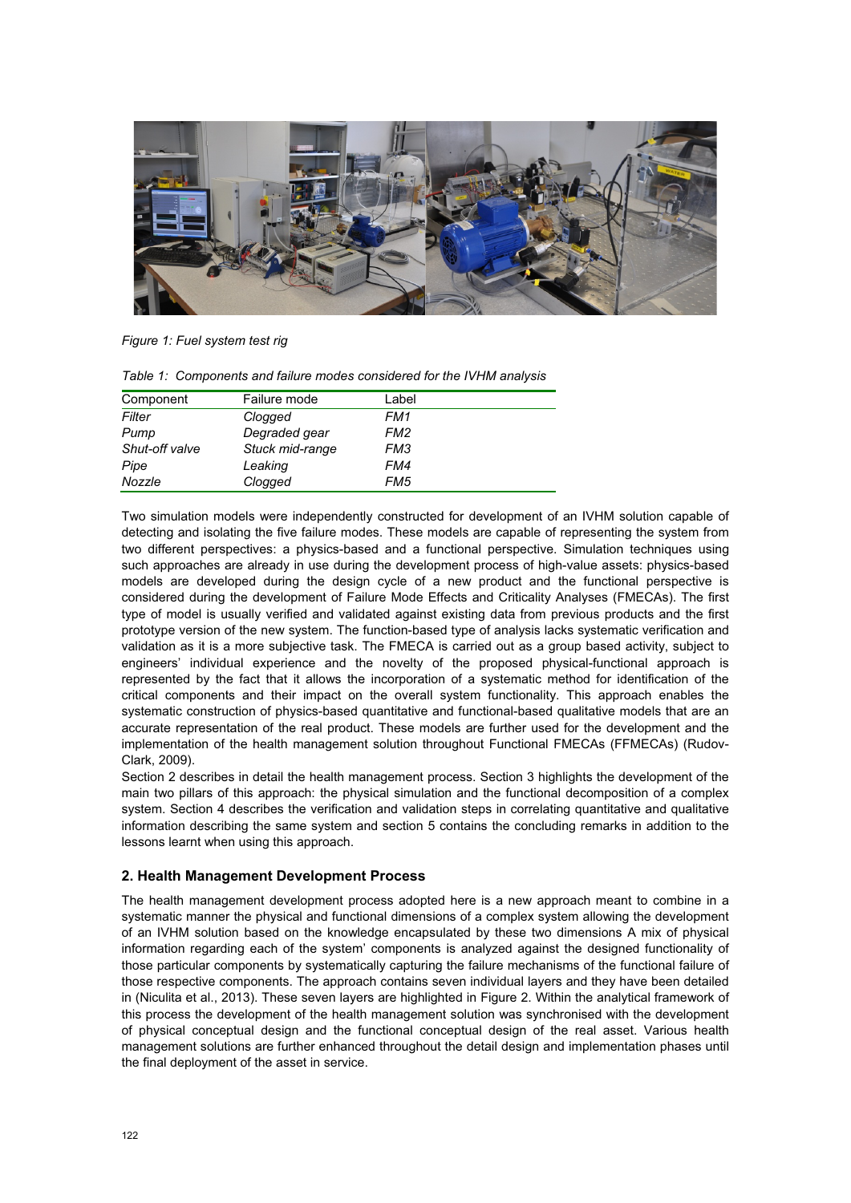*Figure 1: Fuel system test rig*

*Table 1: Components and failure modes considered for the IVHM analysis*

| Component | Failure mode | Label |
|---|---|---|
| *Filter* | *Clogged* | *FM1* |
| *Pump* | *Degraded gear* | *FM2* |
| *Shut-off valve* | *Stuck mid-range* | *FM3* |
| *Pipe* | *Leaking* | *FM4* |
| *Nozzle* | *Clogged* | *FM5* |

Two simulation models were independently constructed for development of an IVHM solution capable of detecting and isolating the five failure modes. These models are capable of representing the system from two different perspectives: a physics-based and a functional perspective. Simulation techniques using such approaches are already in use during the development process of high-value assets: physics-based models are developed during the design cycle of a new product and the functional perspective is considered during the development of Failure Mode Effects and Criticality Analyses (FMECAs). The first type of model is usually verified and validated against existing data from previous products and the first prototype version of the new system. The function-based type of analysis lacks systematic verification and validation as it is a more subjective task. The FMECA is carried out as a group based activity, subject to engineers' individual experience and the novelty of the proposed physical-functional approach is represented by the fact that it allows the incorporation of a systematic method for identification of the critical components and their impact on the overall system functionality. This approach enables the systematic construction of physics-based quantitative and functional-based qualitative models that are an accurate representation of the real product. These models are further used for the development and the implementation of the health management solution throughout Functional FMECAs (FFMECAs) (Rudov-Clark, 2009).

Section 2 describes in detail the health management process. Section 3 highlights the development of the main two pillars of this approach: the physical simulation and the functional decomposition of a complex system. Section 4 describes the verification and validation steps in correlating quantitative and qualitative information describing the same system and section 5 contains the concluding remarks in addition to the lessons learnt when using this approach.

## 2. Health Management Development Process

The health management development process adopted here is a new approach meant to combine in a systematic manner the physical and functional dimensions of a complex system allowing the development of an IVHM solution based on the knowledge encapsulated by these two dimensions A mix of physical information regarding each of the system' components is analyzed against the designed functionality of those particular components by systematically capturing the failure mechanisms of the functional failure of those respective components. The approach contains seven individual layers and they have been detailed in (Niculita et al., 2013). These seven layers are highlighted in Figure 2. Within the analytical framework of this process the development of the health management solution was synchronised with the development of physical conceptual design and the functional conceptual design of the real asset. Various health management solutions are further enhanced throughout the detail design and implementation phases until the final deployment of the asset in service.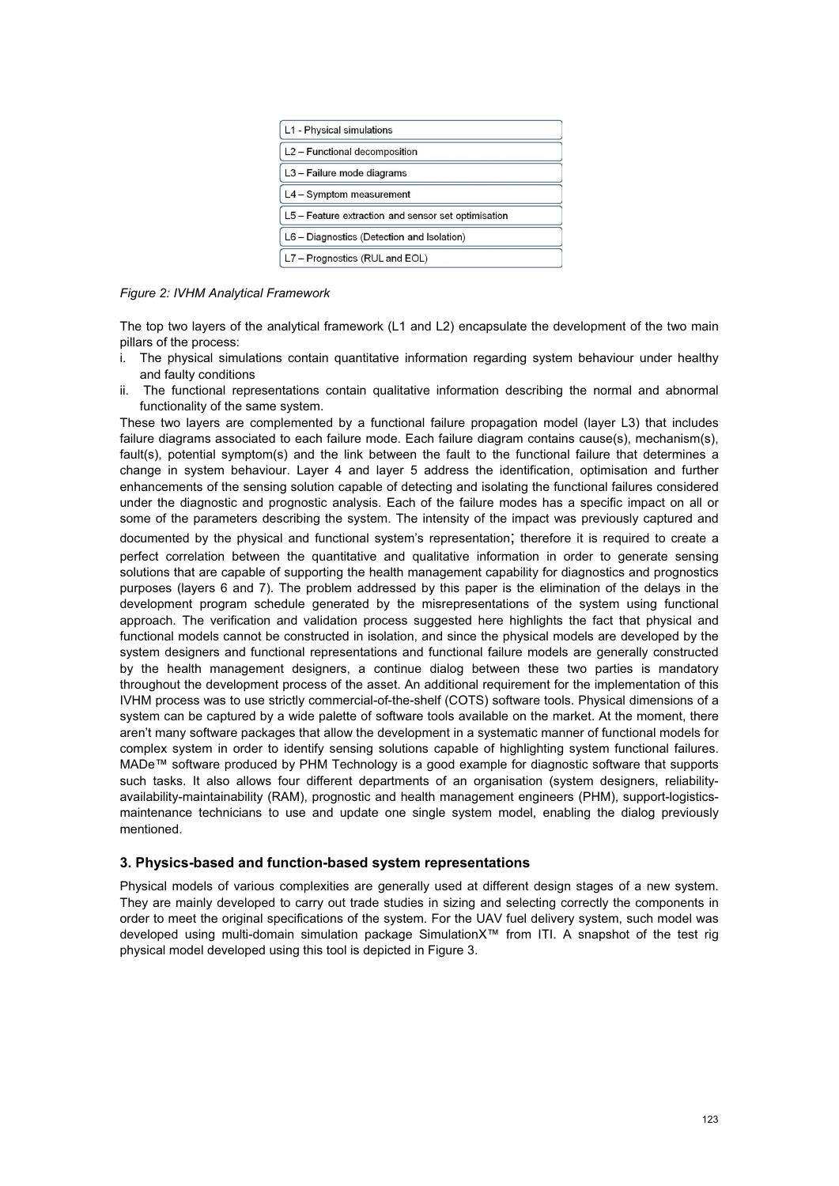L1 - Physical simulations

L2 – Functional decomposition

L3 – Failure mode diagrams

L4 – Symptom measurement

L5 – Feature extraction and sensor set optimisation

L6 – Diagnostics (Detection and Isolation)

L7 – Prognostics (RUL and EOL)

*Figure 2: IVHM Analytical Framework*

The top two layers of the analytical framework (L1 and L2) encapsulate the development of the two main pillars of the process:

i. The physical simulations contain quantitative information regarding system behaviour under healthy and faulty conditions
ii. The functional representations contain qualitative information describing the normal and abnormal functionality of the same system.

These two layers are complemented by a functional failure propagation model (layer L3) that includes failure diagrams associated to each failure mode. Each failure diagram contains cause(s), mechanism(s), fault(s), potential symptom(s) and the link between the fault to the functional failure that determines a change in system behaviour. Layer 4 and layer 5 address the identification, optimisation and further enhancements of the sensing solution capable of detecting and isolating the functional failures considered under the diagnostic and prognostic analysis. Each of the failure modes has a specific impact on all or some of the parameters describing the system. The intensity of the impact was previously captured and documented by the physical and functional system's representation; therefore it is required to create a perfect correlation between the quantitative and qualitative information in order to generate sensing solutions that are capable of supporting the health management capability for diagnostics and prognostics purposes (layers 6 and 7). The problem addressed by this paper is the elimination of the delays in the development program schedule generated by the misrepresentations of the system using functional approach. The verification and validation process suggested here highlights the fact that physical and functional models cannot be constructed in isolation, and since the physical models are developed by the system designers and functional representations and functional failure models are generally constructed by the health management designers, a continue dialog between these two parties is mandatory throughout the development process of the asset. An additional requirement for the implementation of this IVHM process was to use strictly commercial-of-the-shelf (COTS) software tools. Physical dimensions of a system can be captured by a wide palette of software tools available on the market. At the moment, there aren't many software packages that allow the development in a systematic manner of functional models for complex system in order to identify sensing solutions capable of highlighting system functional failures. MADe™ software produced by PHM Technology is a good example for diagnostic software that supports such tasks. It also allows four different departments of an organisation (system designers, reliability-availability-maintainability (RAM), prognostic and health management engineers (PHM), support-logistics-maintenance technicians to use and update one single system model, enabling the dialog previously mentioned.

### 3. Physics-based and function-based system representations

Physical models of various complexities are generally used at different design stages of a new system. They are mainly developed to carry out trade studies in sizing and selecting correctly the components in order to meet the original specifications of the system. For the UAV fuel delivery system, such model was developed using multi-domain simulation package SimulationX™ from ITI. A snapshot of the test rig physical model developed using this tool is depicted in Figure 3.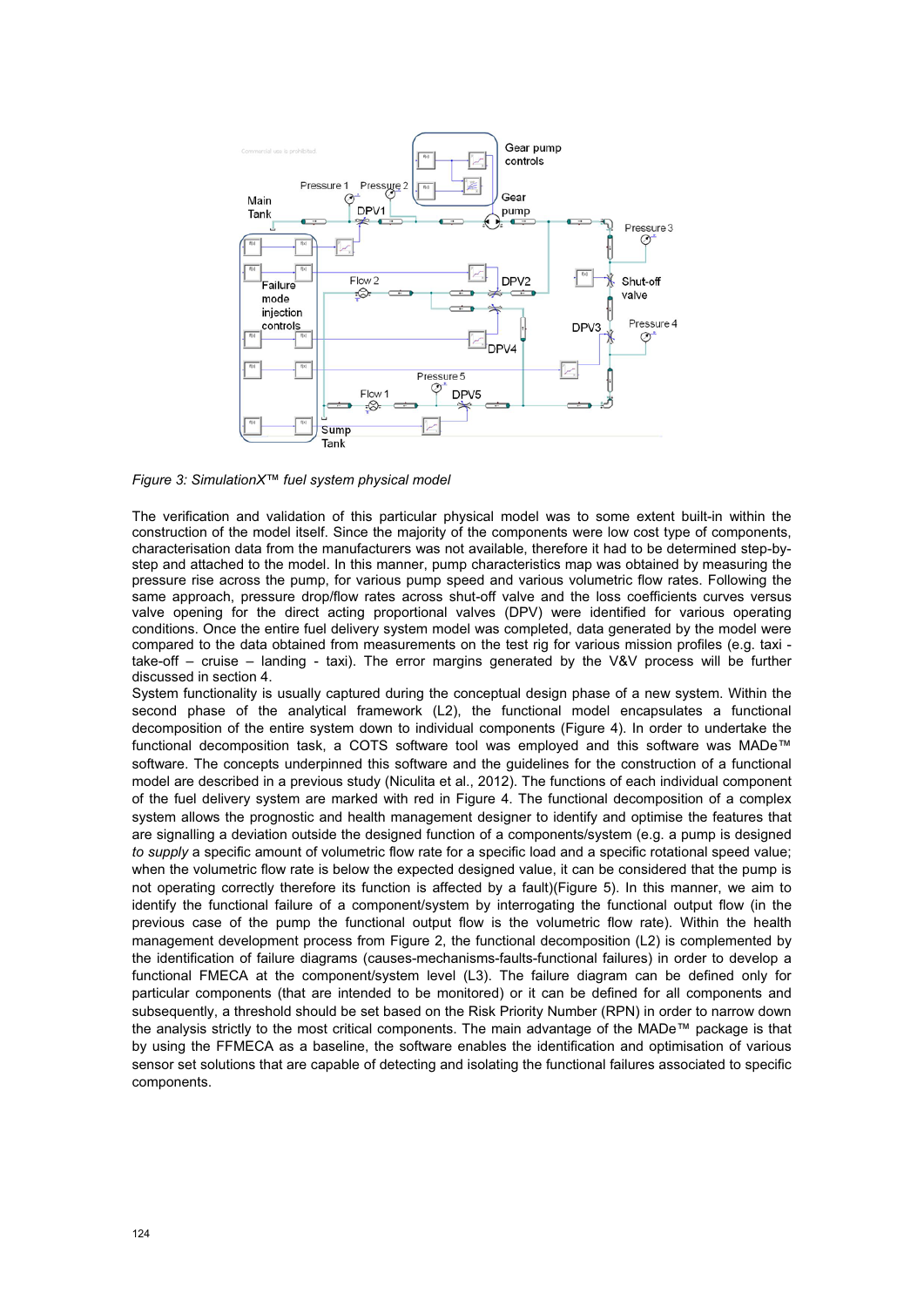*Figure 3: SimulationX™ fuel system physical model*

The verification and validation of this particular physical model was to some extent built-in within the construction of the model itself. Since the majority of the components were low cost type of components, characterisation data from the manufacturers was not available, therefore it had to be determined step-by-step and attached to the model. In this manner, pump characteristics map was obtained by measuring the pressure rise across the pump, for various pump speed and various volumetric flow rates. Following the same approach, pressure drop/flow rates across shut-off valve and the loss coefficients curves versus valve opening for the direct acting proportional valves (DPV) were identified for various operating conditions. Once the entire fuel delivery system model was completed, data generated by the model were compared to the data obtained from measurements on the test rig for various mission profiles (e.g. taxi - take-off – cruise – landing - taxi). The error margins generated by the V&V process will be further discussed in section 4.

System functionality is usually captured during the conceptual design phase of a new system. Within the second phase of the analytical framework (L2), the functional model encapsulates a functional decomposition of the entire system down to individual components (Figure 4). In order to undertake the functional decomposition task, a COTS software tool was employed and this software was MADe™ software. The concepts underpinned this software and the guidelines for the construction of a functional model are described in a previous study (Niculita et al., 2012). The functions of each individual component of the fuel delivery system are marked with red in Figure 4. The functional decomposition of a complex system allows the prognostic and health management designer to identify and optimise the features that are signalling a deviation outside the designed function of a components/system (e.g. a pump is designed *to supply* a specific amount of volumetric flow rate for a specific load and a specific rotational speed value; when the volumetric flow rate is below the expected designed value, it can be considered that the pump is not operating correctly therefore its function is affected by a fault)(Figure 5). In this manner, we aim to identify the functional failure of a component/system by interrogating the functional output flow (in the previous case of the pump the functional output flow is the volumetric flow rate). Within the health management development process from Figure 2, the functional decomposition (L2) is complemented by the identification of failure diagrams (causes-mechanisms-faults-functional failures) in order to develop a functional FMECA at the component/system level (L3). The failure diagram can be defined only for particular components (that are intended to be monitored) or it can be defined for all components and subsequently, a threshold should be set based on the Risk Priority Number (RPN) in order to narrow down the analysis strictly to the most critical components. The main advantage of the MADe™ package is that by using the FFMECA as a baseline, the software enables the identification and optimisation of various sensor set solutions that are capable of detecting and isolating the functional failures associated to specific components.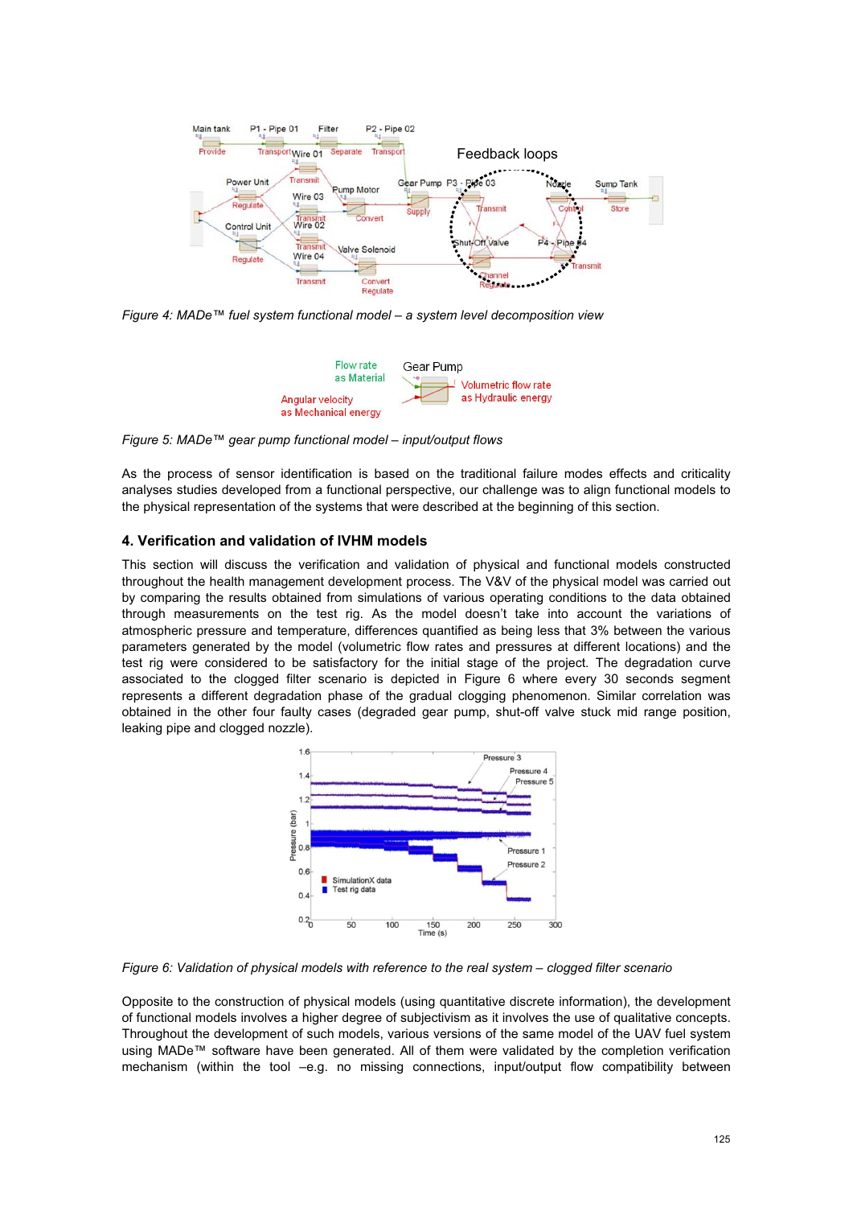*Figure 4: MADe™ fuel system functional model – a system level decomposition view*

*Figure 5: MADe™ gear pump functional model – input/output flows*

As the process of sensor identification is based on the traditional failure modes effects and criticality analyses studies developed from a functional perspective, our challenge was to align functional models to the physical representation of the systems that were described at the beginning of this section.

## 4. Verification and validation of IVHM models

This section will discuss the verification and validation of physical and functional models constructed throughout the health management development process. The V&V of the physical model was carried out by comparing the results obtained from simulations of various operating conditions to the data obtained through measurements on the test rig. As the model doesn't take into account the variations of atmospheric pressure and temperature, differences quantified as being less that 3% between the various parameters generated by the model (volumetric flow rates and pressures at different locations) and the test rig were considered to be satisfactory for the initial stage of the project. The degradation curve associated to the clogged filter scenario is depicted in Figure 6 where every 30 seconds segment represents a different degradation phase of the gradual clogging phenomenon. Similar correlation was obtained in the other four faulty cases (degraded gear pump, shut-off valve stuck mid range position, leaking pipe and clogged nozzle).

*Figure 6: Validation of physical models with reference to the real system – clogged filter scenario*

Opposite to the construction of physical models (using quantitative discrete information), the development of functional models involves a higher degree of subjectivism as it involves the use of qualitative concepts. Throughout the development of such models, various versions of the same model of the UAV fuel system using MADe™ software have been generated. All of them were validated by the completion verification mechanism (within the tool –e.g. no missing connections, input/output flow compatibility between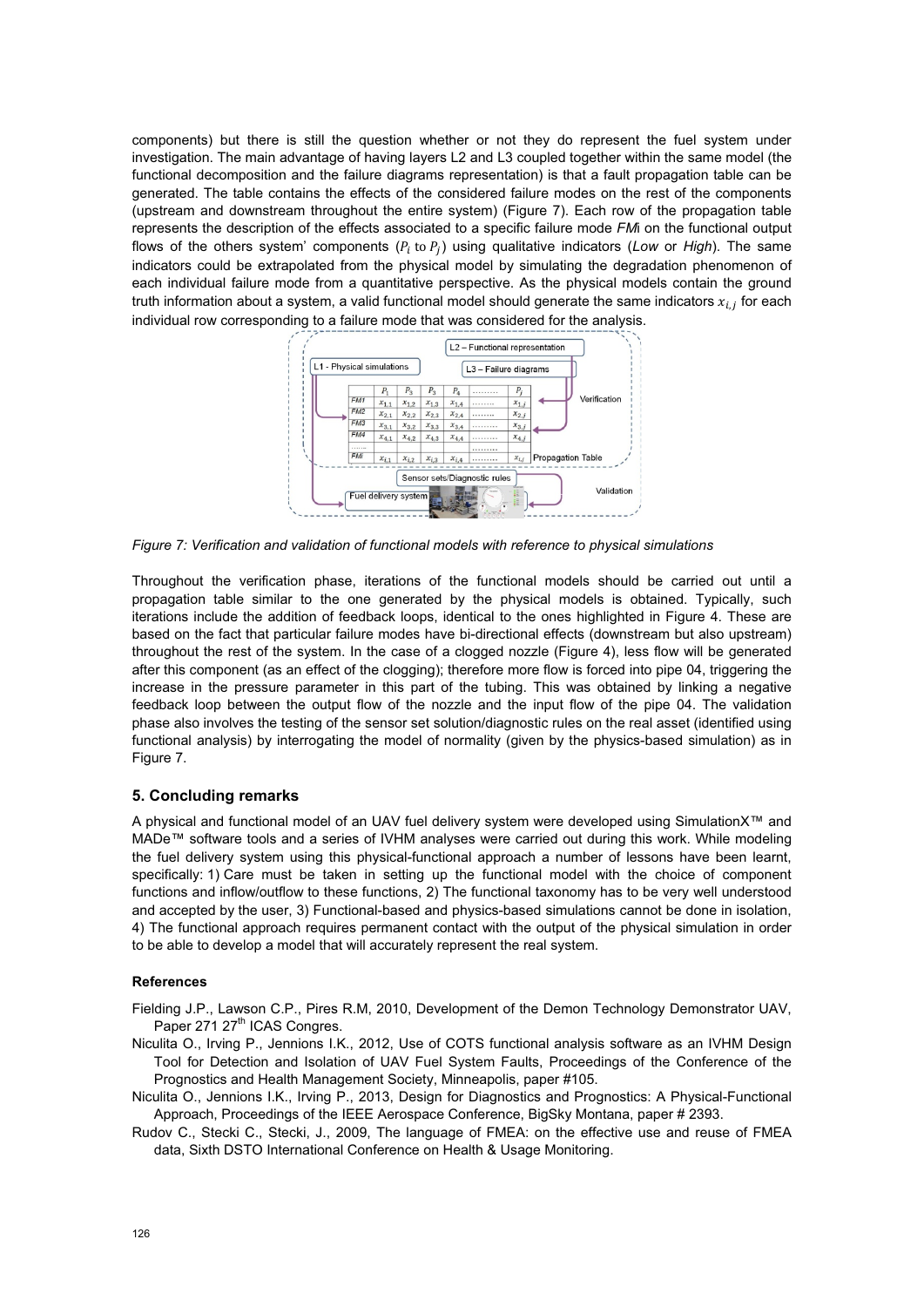components) but there is still the question whether or not they do represent the fuel system under investigation. The main advantage of having layers L2 and L3 coupled together within the same model (the functional decomposition and the failure diagrams representation) is that a fault propagation table can be generated. The table contains the effects of the considered failure modes on the rest of the components (upstream and downstream throughout the entire system) (Figure 7). Each row of the propagation table represents the description of the effects associated to a specific failure mode *FMi* on the functional output flows of the others system' components ($P_i$ to $P_j$) using qualitative indicators (*Low* or *High*). The same indicators could be extrapolated from the physical model by simulating the degradation phenomenon of each individual failure mode from a quantitative perspective. As the physical models contain the ground truth information about a system, a valid functional model should generate the same indicators $x_{i,j}$ for each individual row corresponding to a failure mode that was considered for the analysis.

L2 – Functional representation

L1 - Physical simulations

L3 – Failure diagrams

| | $P_1$ | $P_3$ | $P_3$ | $P_4$ | ........ | $P_j$ |
|---|---|---|---|---|---|---|
| FM1 | $x_{1,1}$ | $x_{1,2}$ | $x_{1,3}$ | $x_{1,4}$ | ........ | $x_{1,j}$ |
| FM2 | $x_{2,1}$ | $x_{2,2}$ | $x_{2,3}$ | $x_{2,4}$ | ........ | $x_{2,j}$ |
| FM3 | $x_{3,1}$ | $x_{3,2}$ | $x_{3,3}$ | $x_{3,4}$ | ........ | $x_{3,j}$ |
| FM4 | $x_{4,1}$ | $x_{4,2}$ | $x_{4,3}$ | $x_{4,4}$ | ........ | $x_{4,j}$ |
| ...... | | | | | ........ | |
| FMi | $x_{i,1}$ | $x_{i,2}$ | $x_{i,3}$ | $x_{i,4}$ | ........ | $x_{i,j}$ |

Verification

Propagation Table

Sensor sets/Diagnostic rules

Fuel delivery system

Validation

*Figure 7: Verification and validation of functional models with reference to physical simulations*

Throughout the verification phase, iterations of the functional models should be carried out until a propagation table similar to the one generated by the physical models is obtained. Typically, such iterations include the addition of feedback loops, identical to the ones highlighted in Figure 4. These are based on the fact that particular failure modes have bi-directional effects (downstream but also upstream) throughout the rest of the system. In the case of a clogged nozzle (Figure 4), less flow will be generated after this component (as an effect of the clogging); therefore more flow is forced into pipe 04, triggering the increase in the pressure parameter in this part of the tubing. This was obtained by linking a negative feedback loop between the output flow of the nozzle and the input flow of the pipe 04. The validation phase also involves the testing of the sensor set solution/diagnostic rules on the real asset (identified using functional analysis) by interrogating the model of normality (given by the physics-based simulation) as in Figure 7.

## 5. Concluding remarks

A physical and functional model of an UAV fuel delivery system were developed using SimulationX™ and MADe™ software tools and a series of IVHM analyses were carried out during this work. While modeling the fuel delivery system using this physical-functional approach a number of lessons have been learnt, specifically: 1) Care must be taken in setting up the functional model with the choice of component functions and inflow/outflow to these functions, 2) The functional taxonomy has to be very well understood and accepted by the user, 3) Functional-based and physics-based simulations cannot be done in isolation, 4) The functional approach requires permanent contact with the output of the physical simulation in order to be able to develop a model that will accurately represent the real system.

### References

Fielding J.P., Lawson C.P., Pires R.M, 2010, Development of the Demon Technology Demonstrator UAV, Paper 271 27th ICAS Congres.

Niculita O., Irving P., Jennions I.K., 2012, Use of COTS functional analysis software as an IVHM Design Tool for Detection and Isolation of UAV Fuel System Faults, Proceedings of the Conference of the Prognostics and Health Management Society, Minneapolis, paper #105.

Niculita O., Jennions I.K., Irving P., 2013, Design for Diagnostics and Prognostics: A Physical-Functional Approach, Proceedings of the IEEE Aerospace Conference, BigSky Montana, paper # 2393.

Rudov C., Stecki C., Stecki, J., 2009, The language of FMEA: on the effective use and reuse of FMEA data, Sixth DSTO International Conference on Health & Usage Monitoring.